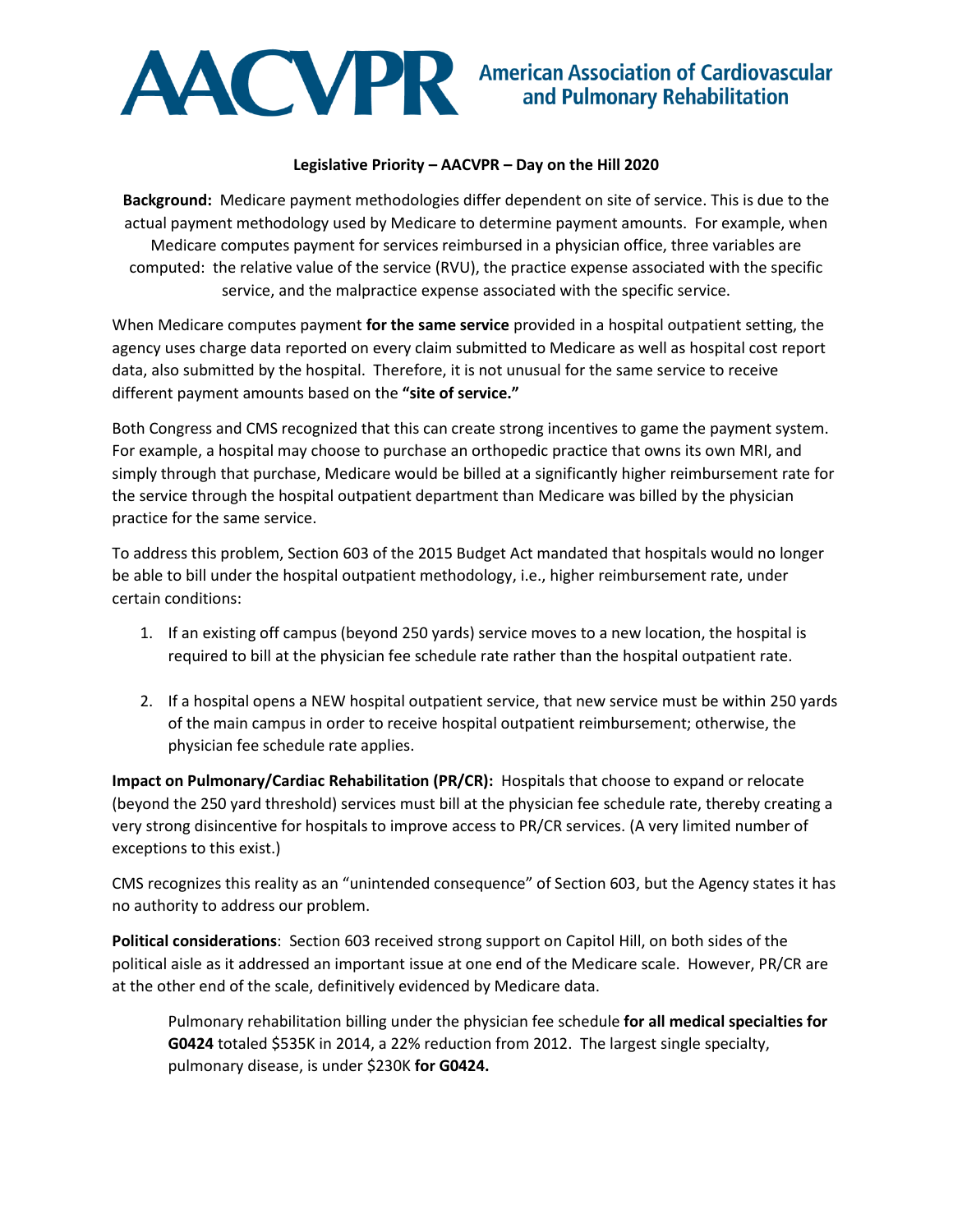# AACVPR American Association of Cardiovascular and Pulmonary Rehabilitation

**Legislative Priority – AACVPR – Day on the Hill 2020**

**Background:** Medicare payment methodologies differ dependent on site of service. This is due to the actual payment methodology used by Medicare to determine payment amounts. For example, when Medicare computes payment for services reimbursed in a physician office, three variables are computed: the relative value of the service (RVU), the practice expense associated with the specific service, and the malpractice expense associated with the specific service.

When Medicare computes payment **for the same service** provided in a hospital outpatient setting, the agency uses charge data reported on every claim submitted to Medicare as well as hospital cost report data, also submitted by the hospital. Therefore, it is not unusual for the same service to receive different payment amounts based on the **"site of service."**

Both Congress and CMS recognized that this can create strong incentives to game the payment system. For example, a hospital may choose to purchase an orthopedic practice that owns its own MRI, and simply through that purchase, Medicare would be billed at a significantly higher reimbursement rate for the service through the hospital outpatient department than Medicare was billed by the physician practice for the same service.

To address this problem, Section 603 of the 2015 Budget Act mandated that hospitals would no longer be able to bill under the hospital outpatient methodology, i.e., higher reimbursement rate, under certain conditions:

1. If an existing off campus (beyond 250 yards) service moves to a new location, the hospital is required to bill at the physician fee schedule rate rather than the hospital outpatient rate.
2. If a hospital opens a NEW hospital outpatient service, that new service must be within 250 yards of the main campus in order to receive hospital outpatient reimbursement; otherwise, the physician fee schedule rate applies.

**Impact on Pulmonary/Cardiac Rehabilitation (PR/CR):** Hospitals that choose to expand or relocate (beyond the 250 yard threshold) services must bill at the physician fee schedule rate, thereby creating a very strong disincentive for hospitals to improve access to PR/CR services. (A very limited number of exceptions to this exist.)

CMS recognizes this reality as an "unintended consequence" of Section 603, but the Agency states it has no authority to address our problem.

**Political considerations**: Section 603 received strong support on Capitol Hill, on both sides of the political aisle as it addressed an important issue at one end of the Medicare scale. However, PR/CR are at the other end of the scale, definitively evidenced by Medicare data.

> Pulmonary rehabilitation billing under the physician fee schedule **for all medical specialties for G0424** totaled $535K in 2014, a 22% reduction from 2012. The largest single specialty, pulmonary disease, is under $230K **for G0424.**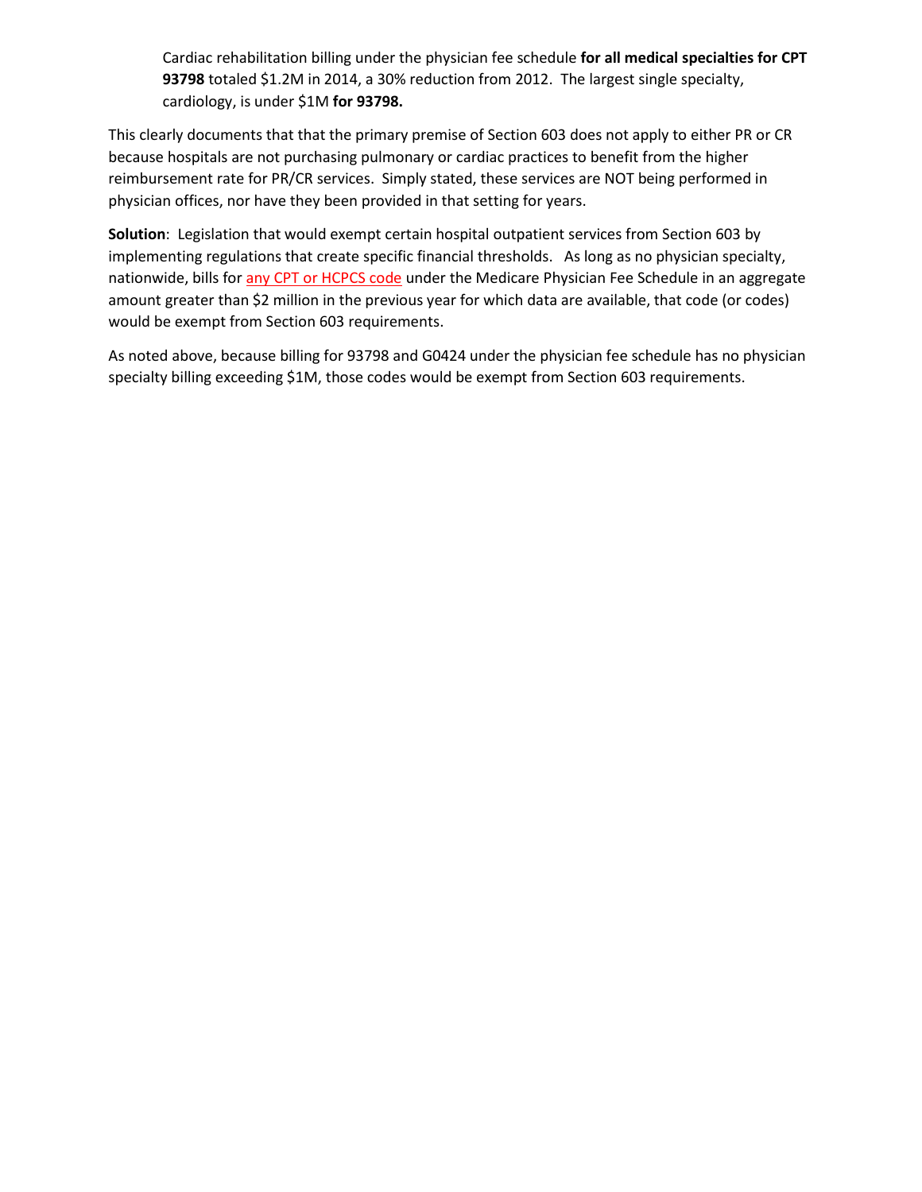Cardiac rehabilitation billing under the physician fee schedule **for all medical specialties for CPT 93798** totaled $1.2M in 2014, a 30% reduction from 2012. The largest single specialty, cardiology, is under $1M **for 93798.**

This clearly documents that that the primary premise of Section 603 does not apply to either PR or CR because hospitals are not purchasing pulmonary or cardiac practices to benefit from the higher reimbursement rate for PR/CR services. Simply stated, these services are NOT being performed in physician offices, nor have they been provided in that setting for years.

**Solution**: Legislation that would exempt certain hospital outpatient services from Section 603 by implementing regulations that create specific financial thresholds. As long as no physician specialty, nationwide, bills for any CPT or HCPCS code under the Medicare Physician Fee Schedule in an aggregate amount greater than $2 million in the previous year for which data are available, that code (or codes) would be exempt from Section 603 requirements.

As noted above, because billing for 93798 and G0424 under the physician fee schedule has no physician specialty billing exceeding $1M, those codes would be exempt from Section 603 requirements.